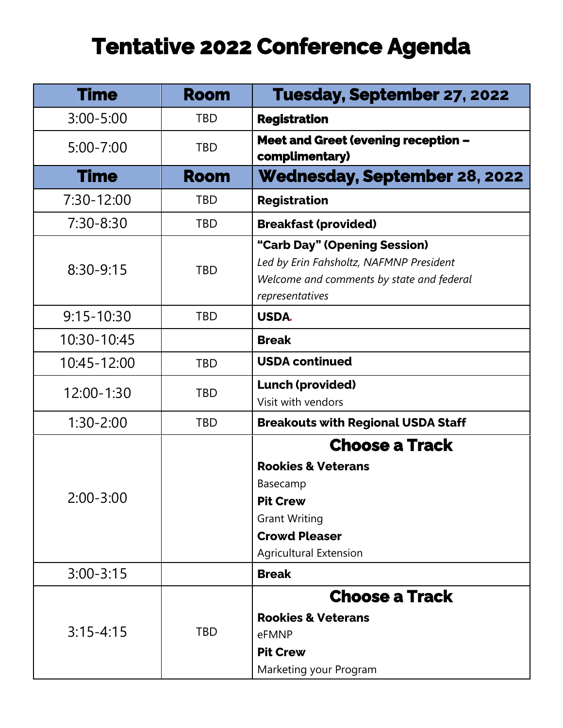# Tentative 2022 Conference Agenda

| Time | Room | Tuesday, September 27, 2022 |
|---|---|---|
| 3:00-5:00 | TBD | **Registration** |
| 5:00-7:00 | TBD | **Meet and Greet (evening reception – complimentary)** |
| **Time** | **Room** | **Wednesday, September 28, 2022** |
| 7:30-12:00 | TBD | **Registration** |
| 7:30-8:30 | TBD | **Breakfast (provided)** |
| 8:30-9:15 | TBD | **"Carb Day" (Opening Session)**<br>*Led by Erin Fahsholtz, NAFMNP President*<br>*Welcome and comments by state and federal representatives* |
| 9:15-10:30 | TBD | **USDA.** |
| 10:30-10:45 | | **Break** |
| 10:45-12:00 | TBD | **USDA continued** |
| 12:00-1:30 | TBD | **Lunch (provided)**<br>Visit with vendors |
| 1:30-2:00 | TBD | **Breakouts with Regional USDA Staff** |
| 2:00-3:00 | | **Choose a Track**<br>**Rookies & Veterans**<br>Basecamp<br>**Pit Crew**<br>Grant Writing<br>**Crowd Pleaser**<br>Agricultural Extension |
| 3:00-3:15 | | **Break** |
| 3:15-4:15 | TBD | **Choose a Track**<br>**Rookies & Veterans**<br>eFMNP<br>**Pit Crew**<br>Marketing your Program |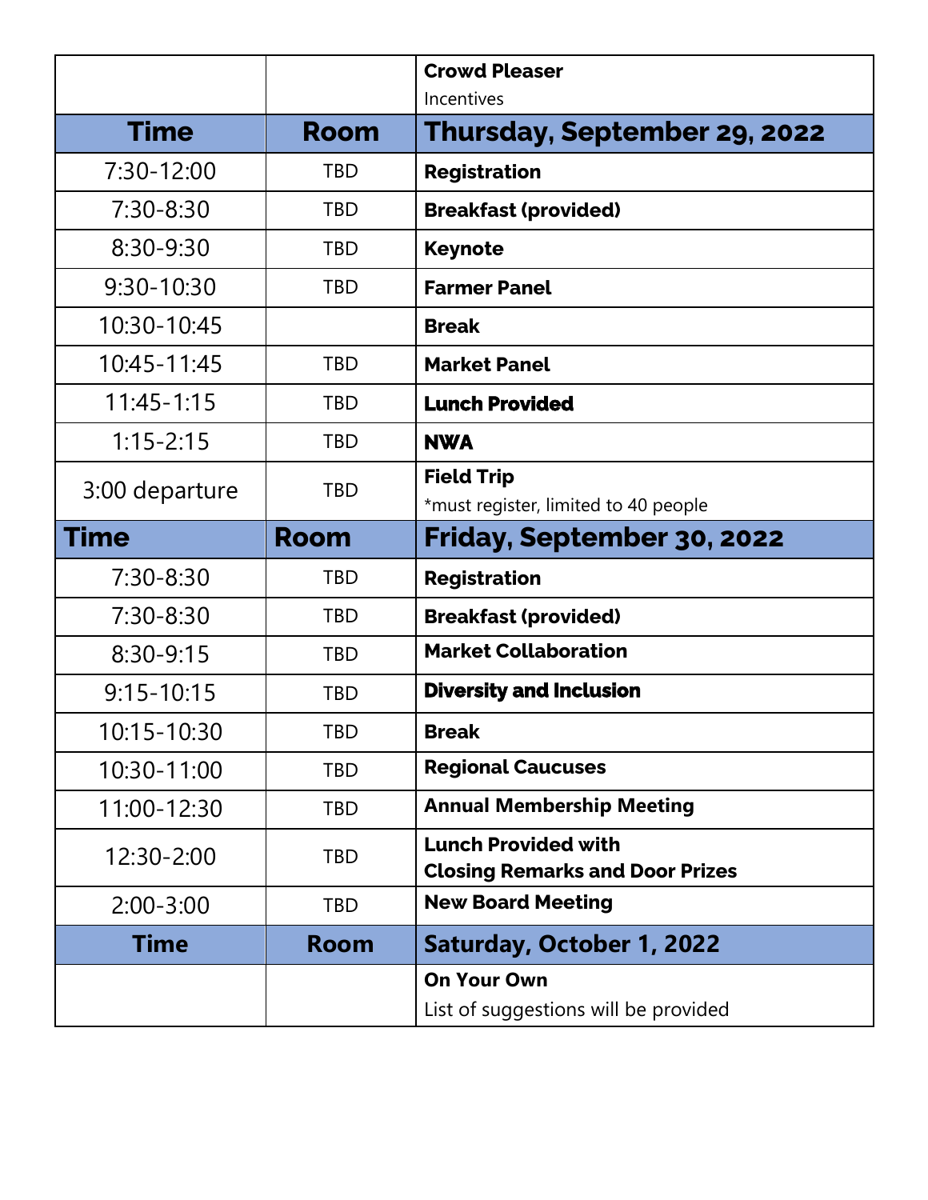| Time | Room | Thursday, September 29, 2022 |
| --- | --- | --- |
| | | **Crowd Pleaser**<br>Incentives |
| 7:30-12:00 | TBD | **Registration** |
| 7:30-8:30 | TBD | **Breakfast (provided)** |
| 8:30-9:30 | TBD | **Keynote** |
| 9:30-10:30 | TBD | **Farmer Panel** |
| 10:30-10:45 | | **Break** |
| 10:45-11:45 | TBD | **Market Panel** |
| 11:45-1:15 | TBD | **Lunch Provided** |
| 1:15-2:15 | TBD | **NWA** |
| 3:00 departure | TBD | **Field Trip**<br>*must register, limited to 40 people |
| **Time** | **Room** | **Friday, September 30, 2022** |
| 7:30-8:30 | TBD | **Registration** |
| 7:30-8:30 | TBD | **Breakfast (provided)** |
| 8:30-9:15 | TBD | **Market Collaboration** |
| 9:15-10:15 | TBD | **Diversity and Inclusion** |
| 10:15-10:30 | TBD | **Break** |
| 10:30-11:00 | TBD | **Regional Caucuses** |
| 11:00-12:30 | TBD | **Annual Membership Meeting** |
| 12:30-2:00 | TBD | **Lunch Provided with Closing Remarks and Door Prizes** |
| 2:00-3:00 | TBD | **New Board Meeting** |
| **Time** | **Room** | **Saturday, October 1, 2022** |
| | | **On Your Own**<br>List of suggestions will be provided |